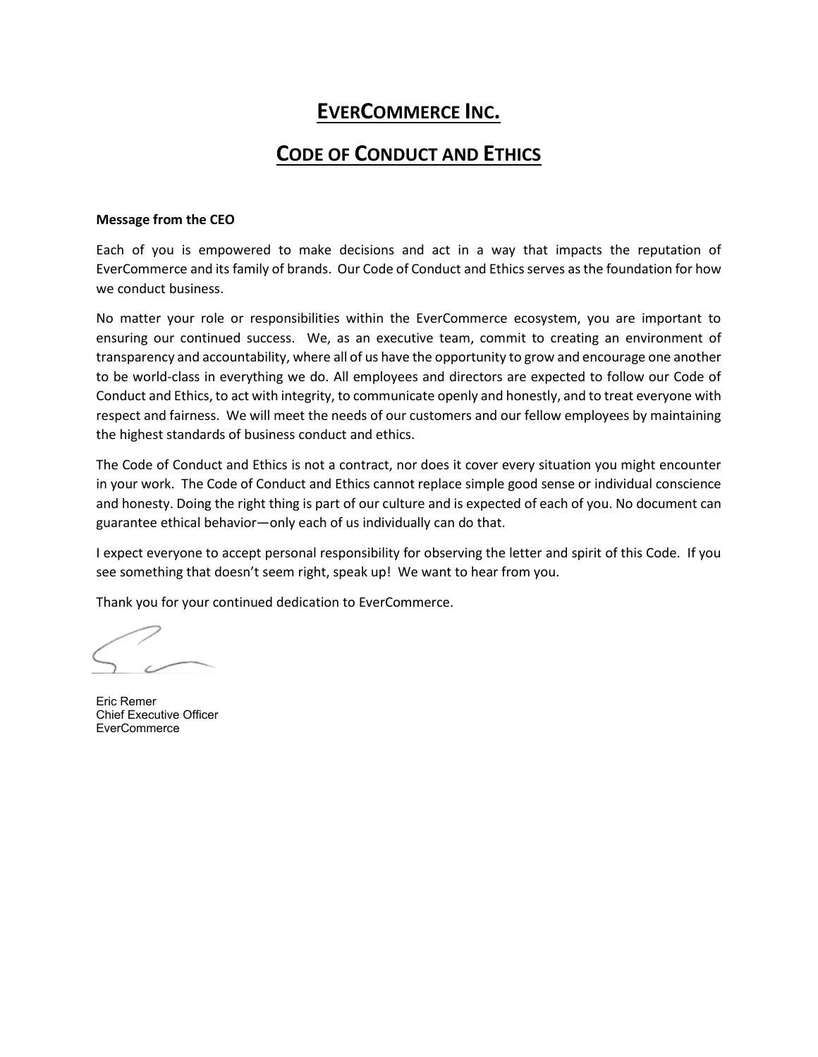# EVERCOMMERCE INC.

# CODE OF CONDUCT AND ETHICS

**Message from the CEO**

Each of you is empowered to make decisions and act in a way that impacts the reputation of EverCommerce and its family of brands. Our Code of Conduct and Ethics serves as the foundation for how we conduct business.

No matter your role or responsibilities within the EverCommerce ecosystem, you are important to ensuring our continued success. We, as an executive team, commit to creating an environment of transparency and accountability, where all of us have the opportunity to grow and encourage one another to be world-class in everything we do. All employees and directors are expected to follow our Code of Conduct and Ethics, to act with integrity, to communicate openly and honestly, and to treat everyone with respect and fairness. We will meet the needs of our customers and our fellow employees by maintaining the highest standards of business conduct and ethics.

The Code of Conduct and Ethics is not a contract, nor does it cover every situation you might encounter in your work. The Code of Conduct and Ethics cannot replace simple good sense or individual conscience and honesty. Doing the right thing is part of our culture and is expected of each of you. No document can guarantee ethical behavior—only each of us individually can do that.

I expect everyone to accept personal responsibility for observing the letter and spirit of this Code. If you see something that doesn't seem right, speak up! We want to hear from you.

Thank you for your continued dedication to EverCommerce.

Eric Remer
Chief Executive Officer
EverCommerce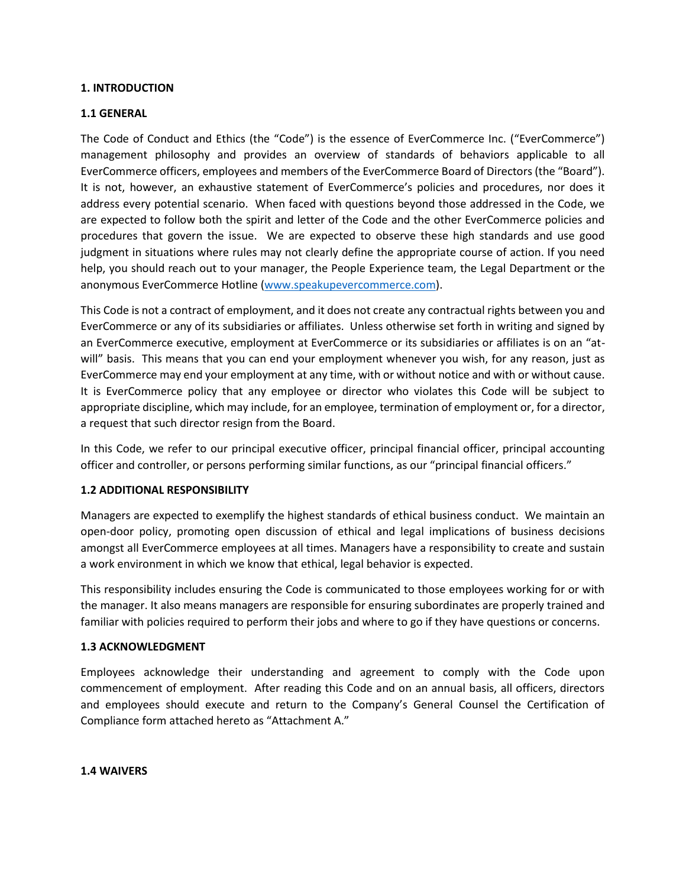## 1. INTRODUCTION

### 1.1 GENERAL

The Code of Conduct and Ethics (the "Code") is the essence of EverCommerce Inc. ("EverCommerce") management philosophy and provides an overview of standards of behaviors applicable to all EverCommerce officers, employees and members of the EverCommerce Board of Directors (the "Board"). It is not, however, an exhaustive statement of EverCommerce's policies and procedures, nor does it address every potential scenario. When faced with questions beyond those addressed in the Code, we are expected to follow both the spirit and letter of the Code and the other EverCommerce policies and procedures that govern the issue. We are expected to observe these high standards and use good judgment in situations where rules may not clearly define the appropriate course of action. If you need help, you should reach out to your manager, the People Experience team, the Legal Department or the anonymous EverCommerce Hotline (www.speakupevercommerce.com).

This Code is not a contract of employment, and it does not create any contractual rights between you and EverCommerce or any of its subsidiaries or affiliates. Unless otherwise set forth in writing and signed by an EverCommerce executive, employment at EverCommerce or its subsidiaries or affiliates is on an "at-will" basis. This means that you can end your employment whenever you wish, for any reason, just as EverCommerce may end your employment at any time, with or without notice and with or without cause. It is EverCommerce policy that any employee or director who violates this Code will be subject to appropriate discipline, which may include, for an employee, termination of employment or, for a director, a request that such director resign from the Board.

In this Code, we refer to our principal executive officer, principal financial officer, principal accounting officer and controller, or persons performing similar functions, as our "principal financial officers."

### 1.2 ADDITIONAL RESPONSIBILITY

Managers are expected to exemplify the highest standards of ethical business conduct. We maintain an open-door policy, promoting open discussion of ethical and legal implications of business decisions amongst all EverCommerce employees at all times. Managers have a responsibility to create and sustain a work environment in which we know that ethical, legal behavior is expected.

This responsibility includes ensuring the Code is communicated to those employees working for or with the manager. It also means managers are responsible for ensuring subordinates are properly trained and familiar with policies required to perform their jobs and where to go if they have questions or concerns.

### 1.3 ACKNOWLEDGMENT

Employees acknowledge their understanding and agreement to comply with the Code upon commencement of employment. After reading this Code and on an annual basis, all officers, directors and employees should execute and return to the Company's General Counsel the Certification of Compliance form attached hereto as "Attachment A."

### 1.4 WAIVERS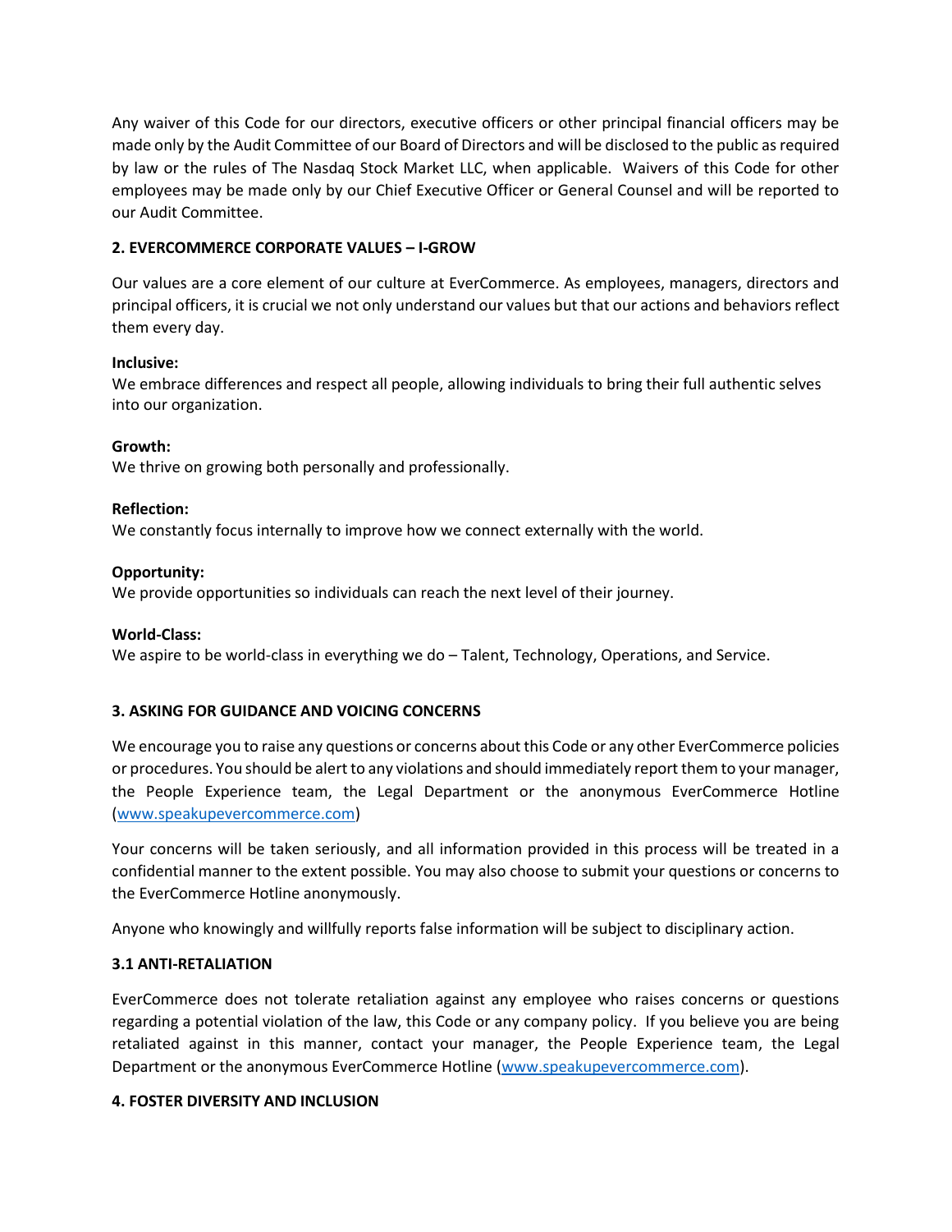Any waiver of this Code for our directors, executive officers or other principal financial officers may be made only by the Audit Committee of our Board of Directors and will be disclosed to the public as required by law or the rules of The Nasdaq Stock Market LLC, when applicable. Waivers of this Code for other employees may be made only by our Chief Executive Officer or General Counsel and will be reported to our Audit Committee.

## 2. EVERCOMMERCE CORPORATE VALUES – I-GROW

Our values are a core element of our culture at EverCommerce. As employees, managers, directors and principal officers, it is crucial we not only understand our values but that our actions and behaviors reflect them every day.

**Inclusive:**
We embrace differences and respect all people, allowing individuals to bring their full authentic selves into our organization.

**Growth:**
We thrive on growing both personally and professionally.

**Reflection:**
We constantly focus internally to improve how we connect externally with the world.

**Opportunity:**
We provide opportunities so individuals can reach the next level of their journey.

**World-Class:**
We aspire to be world-class in everything we do – Talent, Technology, Operations, and Service.

## 3. ASKING FOR GUIDANCE AND VOICING CONCERNS

We encourage you to raise any questions or concerns about this Code or any other EverCommerce policies or procedures. You should be alert to any violations and should immediately report them to your manager, the People Experience team, the Legal Department or the anonymous EverCommerce Hotline ([www.speakupevercommerce.com](http://www.speakupevercommerce.com))

Your concerns will be taken seriously, and all information provided in this process will be treated in a confidential manner to the extent possible. You may also choose to submit your questions or concerns to the EverCommerce Hotline anonymously.

Anyone who knowingly and willfully reports false information will be subject to disciplinary action.

### 3.1 ANTI-RETALIATION

EverCommerce does not tolerate retaliation against any employee who raises concerns or questions regarding a potential violation of the law, this Code or any company policy. If you believe you are being retaliated against in this manner, contact your manager, the People Experience team, the Legal Department or the anonymous EverCommerce Hotline ([www.speakupevercommerce.com](http://www.speakupevercommerce.com)).

## 4. FOSTER DIVERSITY AND INCLUSION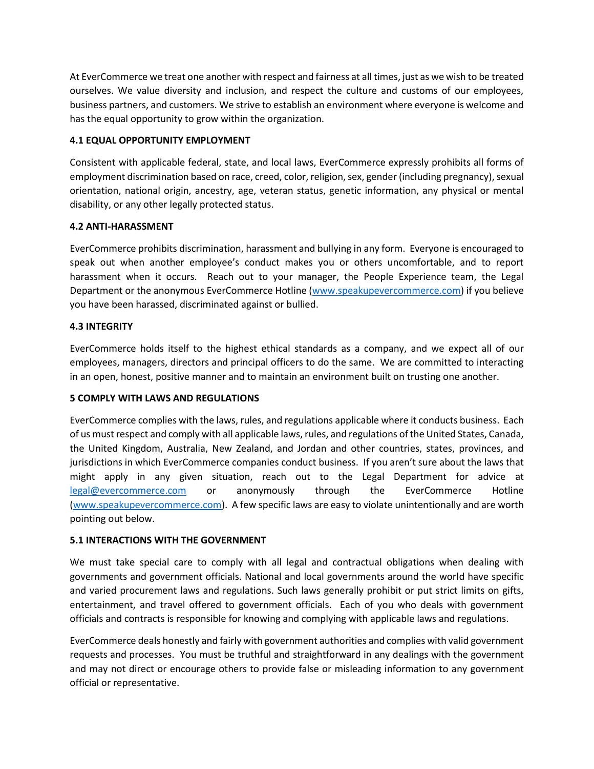At EverCommerce we treat one another with respect and fairness at all times, just as we wish to be treated ourselves. We value diversity and inclusion, and respect the culture and customs of our employees, business partners, and customers. We strive to establish an environment where everyone is welcome and has the equal opportunity to grow within the organization.

### 4.1 EQUAL OPPORTUNITY EMPLOYMENT

Consistent with applicable federal, state, and local laws, EverCommerce expressly prohibits all forms of employment discrimination based on race, creed, color, religion, sex, gender (including pregnancy), sexual orientation, national origin, ancestry, age, veteran status, genetic information, any physical or mental disability, or any other legally protected status.

### 4.2 ANTI-HARASSMENT

EverCommerce prohibits discrimination, harassment and bullying in any form. Everyone is encouraged to speak out when another employee's conduct makes you or others uncomfortable, and to report harassment when it occurs. Reach out to your manager, the People Experience team, the Legal Department or the anonymous EverCommerce Hotline ([www.speakupevercommerce.com](http://www.speakupevercommerce.com)) if you believe you have been harassed, discriminated against or bullied.

### 4.3 INTEGRITY

EverCommerce holds itself to the highest ethical standards as a company, and we expect all of our employees, managers, directors and principal officers to do the same. We are committed to interacting in an open, honest, positive manner and to maintain an environment built on trusting one another.

## 5 COMPLY WITH LAWS AND REGULATIONS

EverCommerce complies with the laws, rules, and regulations applicable where it conducts business. Each of us must respect and comply with all applicable laws, rules, and regulations of the United States, Canada, the United Kingdom, Australia, New Zealand, and Jordan and other countries, states, provinces, and jurisdictions in which EverCommerce companies conduct business. If you aren't sure about the laws that might apply in any given situation, reach out to the Legal Department for advice at [legal@evercommerce.com](mailto:legal@evercommerce.com) or anonymously through the EverCommerce Hotline ([www.speakupevercommerce.com](http://www.speakupevercommerce.com)). A few specific laws are easy to violate unintentionally and are worth pointing out below.

### 5.1 INTERACTIONS WITH THE GOVERNMENT

We must take special care to comply with all legal and contractual obligations when dealing with governments and government officials. National and local governments around the world have specific and varied procurement laws and regulations. Such laws generally prohibit or put strict limits on gifts, entertainment, and travel offered to government officials. Each of you who deals with government officials and contracts is responsible for knowing and complying with applicable laws and regulations.

EverCommerce deals honestly and fairly with government authorities and complies with valid government requests and processes. You must be truthful and straightforward in any dealings with the government and may not direct or encourage others to provide false or misleading information to any government official or representative.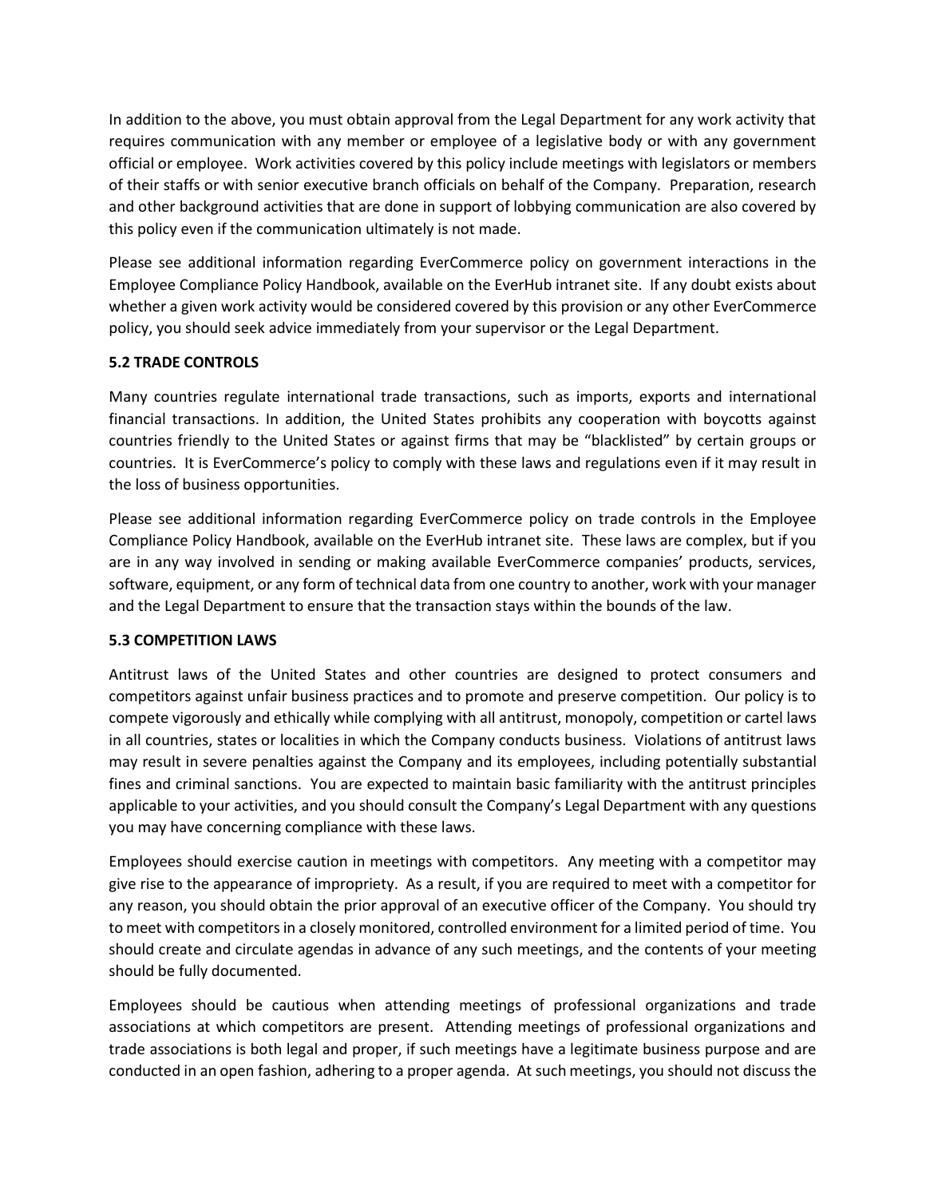In addition to the above, you must obtain approval from the Legal Department for any work activity that requires communication with any member or employee of a legislative body or with any government official or employee. Work activities covered by this policy include meetings with legislators or members of their staffs or with senior executive branch officials on behalf of the Company. Preparation, research and other background activities that are done in support of lobbying communication are also covered by this policy even if the communication ultimately is not made.

Please see additional information regarding EverCommerce policy on government interactions in the Employee Compliance Policy Handbook, available on the EverHub intranet site. If any doubt exists about whether a given work activity would be considered covered by this provision or any other EverCommerce policy, you should seek advice immediately from your supervisor or the Legal Department.

### 5.2 TRADE CONTROLS

Many countries regulate international trade transactions, such as imports, exports and international financial transactions. In addition, the United States prohibits any cooperation with boycotts against countries friendly to the United States or against firms that may be "blacklisted" by certain groups or countries. It is EverCommerce's policy to comply with these laws and regulations even if it may result in the loss of business opportunities.

Please see additional information regarding EverCommerce policy on trade controls in the Employee Compliance Policy Handbook, available on the EverHub intranet site. These laws are complex, but if you are in any way involved in sending or making available EverCommerce companies' products, services, software, equipment, or any form of technical data from one country to another, work with your manager and the Legal Department to ensure that the transaction stays within the bounds of the law.

### 5.3 COMPETITION LAWS

Antitrust laws of the United States and other countries are designed to protect consumers and competitors against unfair business practices and to promote and preserve competition. Our policy is to compete vigorously and ethically while complying with all antitrust, monopoly, competition or cartel laws in all countries, states or localities in which the Company conducts business. Violations of antitrust laws may result in severe penalties against the Company and its employees, including potentially substantial fines and criminal sanctions. You are expected to maintain basic familiarity with the antitrust principles applicable to your activities, and you should consult the Company's Legal Department with any questions you may have concerning compliance with these laws.

Employees should exercise caution in meetings with competitors. Any meeting with a competitor may give rise to the appearance of impropriety. As a result, if you are required to meet with a competitor for any reason, you should obtain the prior approval of an executive officer of the Company. You should try to meet with competitors in a closely monitored, controlled environment for a limited period of time. You should create and circulate agendas in advance of any such meetings, and the contents of your meeting should be fully documented.

Employees should be cautious when attending meetings of professional organizations and trade associations at which competitors are present. Attending meetings of professional organizations and trade associations is both legal and proper, if such meetings have a legitimate business purpose and are conducted in an open fashion, adhering to a proper agenda. At such meetings, you should not discuss the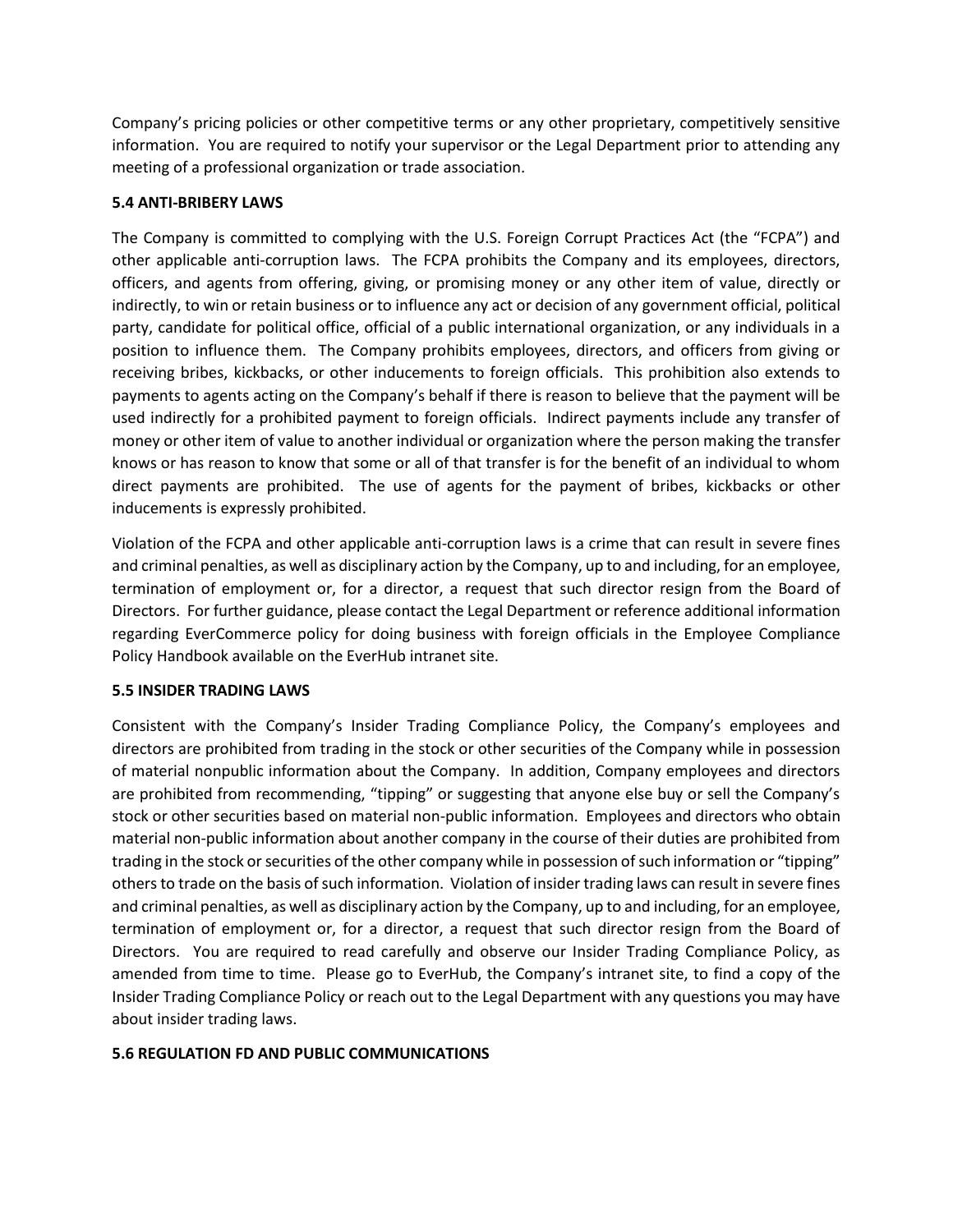Company's pricing policies or other competitive terms or any other proprietary, competitively sensitive information. You are required to notify your supervisor or the Legal Department prior to attending any meeting of a professional organization or trade association.

**5.4 ANTI-BRIBERY LAWS**

The Company is committed to complying with the U.S. Foreign Corrupt Practices Act (the "FCPA") and other applicable anti-corruption laws. The FCPA prohibits the Company and its employees, directors, officers, and agents from offering, giving, or promising money or any other item of value, directly or indirectly, to win or retain business or to influence any act or decision of any government official, political party, candidate for political office, official of a public international organization, or any individuals in a position to influence them. The Company prohibits employees, directors, and officers from giving or receiving bribes, kickbacks, or other inducements to foreign officials. This prohibition also extends to payments to agents acting on the Company's behalf if there is reason to believe that the payment will be used indirectly for a prohibited payment to foreign officials. Indirect payments include any transfer of money or other item of value to another individual or organization where the person making the transfer knows or has reason to know that some or all of that transfer is for the benefit of an individual to whom direct payments are prohibited. The use of agents for the payment of bribes, kickbacks or other inducements is expressly prohibited.

Violation of the FCPA and other applicable anti-corruption laws is a crime that can result in severe fines and criminal penalties, as well as disciplinary action by the Company, up to and including, for an employee, termination of employment or, for a director, a request that such director resign from the Board of Directors. For further guidance, please contact the Legal Department or reference additional information regarding EverCommerce policy for doing business with foreign officials in the Employee Compliance Policy Handbook available on the EverHub intranet site.

**5.5 INSIDER TRADING LAWS**

Consistent with the Company's Insider Trading Compliance Policy, the Company's employees and directors are prohibited from trading in the stock or other securities of the Company while in possession of material nonpublic information about the Company. In addition, Company employees and directors are prohibited from recommending, "tipping" or suggesting that anyone else buy or sell the Company's stock or other securities based on material non-public information. Employees and directors who obtain material non-public information about another company in the course of their duties are prohibited from trading in the stock or securities of the other company while in possession of such information or "tipping" others to trade on the basis of such information. Violation of insider trading laws can result in severe fines and criminal penalties, as well as disciplinary action by the Company, up to and including, for an employee, termination of employment or, for a director, a request that such director resign from the Board of Directors. You are required to read carefully and observe our Insider Trading Compliance Policy, as amended from time to time. Please go to EverHub, the Company's intranet site, to find a copy of the Insider Trading Compliance Policy or reach out to the Legal Department with any questions you may have about insider trading laws.

**5.6 REGULATION FD AND PUBLIC COMMUNICATIONS**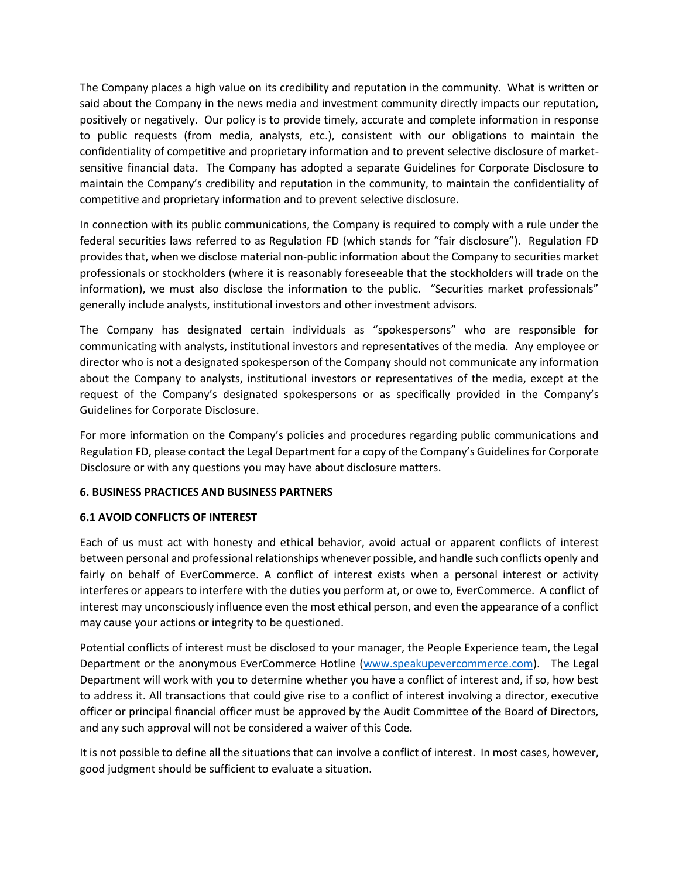The Company places a high value on its credibility and reputation in the community. What is written or said about the Company in the news media and investment community directly impacts our reputation, positively or negatively. Our policy is to provide timely, accurate and complete information in response to public requests (from media, analysts, etc.), consistent with our obligations to maintain the confidentiality of competitive and proprietary information and to prevent selective disclosure of market-sensitive financial data. The Company has adopted a separate Guidelines for Corporate Disclosure to maintain the Company's credibility and reputation in the community, to maintain the confidentiality of competitive and proprietary information and to prevent selective disclosure.

In connection with its public communications, the Company is required to comply with a rule under the federal securities laws referred to as Regulation FD (which stands for "fair disclosure"). Regulation FD provides that, when we disclose material non-public information about the Company to securities market professionals or stockholders (where it is reasonably foreseeable that the stockholders will trade on the information), we must also disclose the information to the public. "Securities market professionals" generally include analysts, institutional investors and other investment advisors.

The Company has designated certain individuals as "spokespersons" who are responsible for communicating with analysts, institutional investors and representatives of the media. Any employee or director who is not a designated spokesperson of the Company should not communicate any information about the Company to analysts, institutional investors or representatives of the media, except at the request of the Company's designated spokespersons or as specifically provided in the Company's Guidelines for Corporate Disclosure.

For more information on the Company's policies and procedures regarding public communications and Regulation FD, please contact the Legal Department for a copy of the Company's Guidelines for Corporate Disclosure or with any questions you may have about disclosure matters.

## 6. BUSINESS PRACTICES AND BUSINESS PARTNERS

### 6.1 AVOID CONFLICTS OF INTEREST

Each of us must act with honesty and ethical behavior, avoid actual or apparent conflicts of interest between personal and professional relationships whenever possible, and handle such conflicts openly and fairly on behalf of EverCommerce. A conflict of interest exists when a personal interest or activity interferes or appears to interfere with the duties you perform at, or owe to, EverCommerce. A conflict of interest may unconsciously influence even the most ethical person, and even the appearance of a conflict may cause your actions or integrity to be questioned.

Potential conflicts of interest must be disclosed to your manager, the People Experience team, the Legal Department or the anonymous EverCommerce Hotline ([www.speakupevercommerce.com](www.speakupevercommerce.com)). The Legal Department will work with you to determine whether you have a conflict of interest and, if so, how best to address it. All transactions that could give rise to a conflict of interest involving a director, executive officer or principal financial officer must be approved by the Audit Committee of the Board of Directors, and any such approval will not be considered a waiver of this Code.

It is not possible to define all the situations that can involve a conflict of interest. In most cases, however, good judgment should be sufficient to evaluate a situation.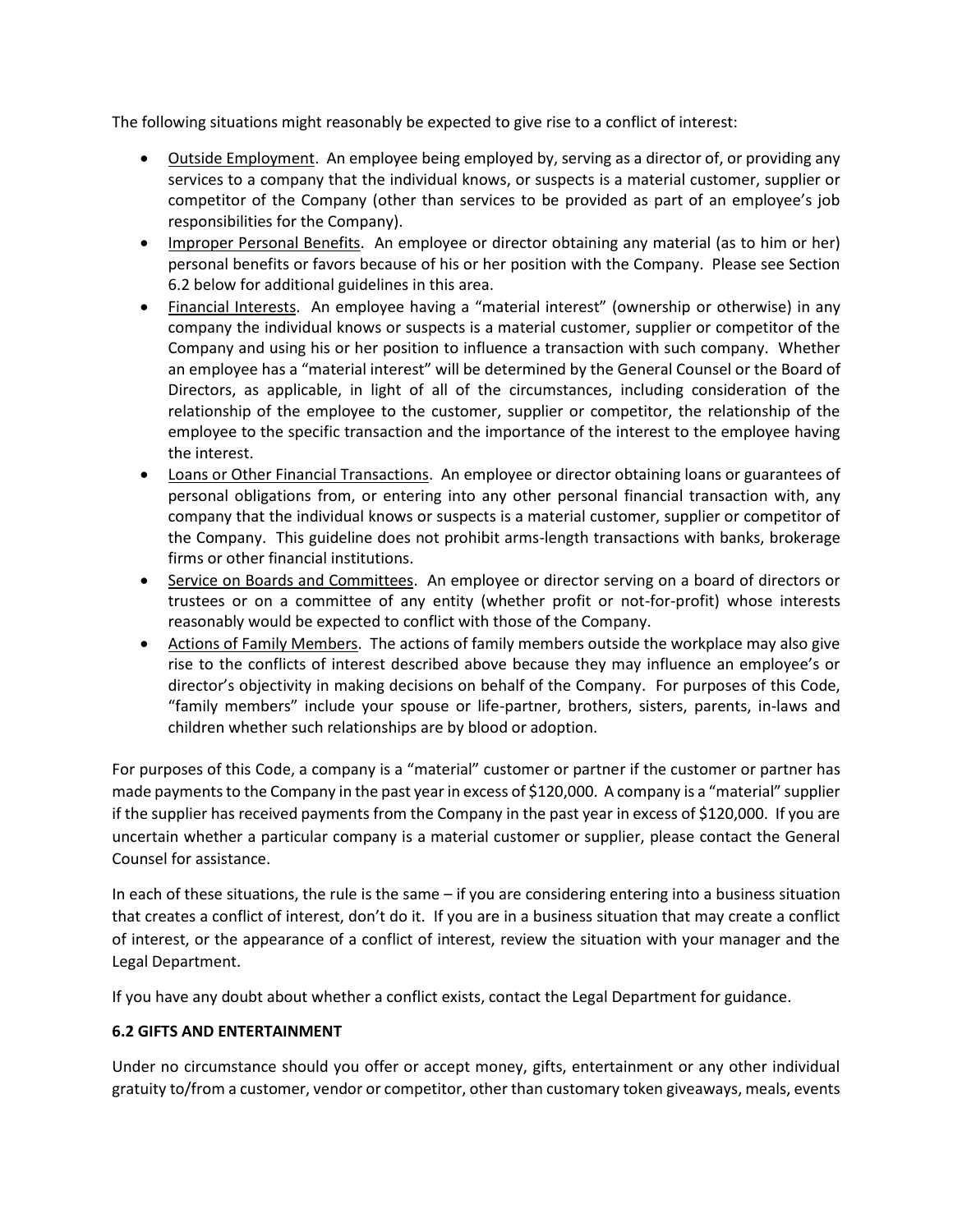The following situations might reasonably be expected to give rise to a conflict of interest:

- Outside Employment. An employee being employed by, serving as a director of, or providing any services to a company that the individual knows, or suspects is a material customer, supplier or competitor of the Company (other than services to be provided as part of an employee's job responsibilities for the Company).
- Improper Personal Benefits. An employee or director obtaining any material (as to him or her) personal benefits or favors because of his or her position with the Company. Please see Section 6.2 below for additional guidelines in this area.
- Financial Interests. An employee having a "material interest" (ownership or otherwise) in any company the individual knows or suspects is a material customer, supplier or competitor of the Company and using his or her position to influence a transaction with such company. Whether an employee has a "material interest" will be determined by the General Counsel or the Board of Directors, as applicable, in light of all of the circumstances, including consideration of the relationship of the employee to the customer, supplier or competitor, the relationship of the employee to the specific transaction and the importance of the interest to the employee having the interest.
- Loans or Other Financial Transactions. An employee or director obtaining loans or guarantees of personal obligations from, or entering into any other personal financial transaction with, any company that the individual knows or suspects is a material customer, supplier or competitor of the Company. This guideline does not prohibit arms-length transactions with banks, brokerage firms or other financial institutions.
- Service on Boards and Committees. An employee or director serving on a board of directors or trustees or on a committee of any entity (whether profit or not-for-profit) whose interests reasonably would be expected to conflict with those of the Company.
- Actions of Family Members. The actions of family members outside the workplace may also give rise to the conflicts of interest described above because they may influence an employee's or director's objectivity in making decisions on behalf of the Company. For purposes of this Code, "family members" include your spouse or life-partner, brothers, sisters, parents, in-laws and children whether such relationships are by blood or adoption.

For purposes of this Code, a company is a "material" customer or partner if the customer or partner has made payments to the Company in the past year in excess of $120,000. A company is a "material" supplier if the supplier has received payments from the Company in the past year in excess of $120,000. If you are uncertain whether a particular company is a material customer or supplier, please contact the General Counsel for assistance.

In each of these situations, the rule is the same – if you are considering entering into a business situation that creates a conflict of interest, don't do it. If you are in a business situation that may create a conflict of interest, or the appearance of a conflict of interest, review the situation with your manager and the Legal Department.

If you have any doubt about whether a conflict exists, contact the Legal Department for guidance.

**6.2 GIFTS AND ENTERTAINMENT**

Under no circumstance should you offer or accept money, gifts, entertainment or any other individual gratuity to/from a customer, vendor or competitor, other than customary token giveaways, meals, events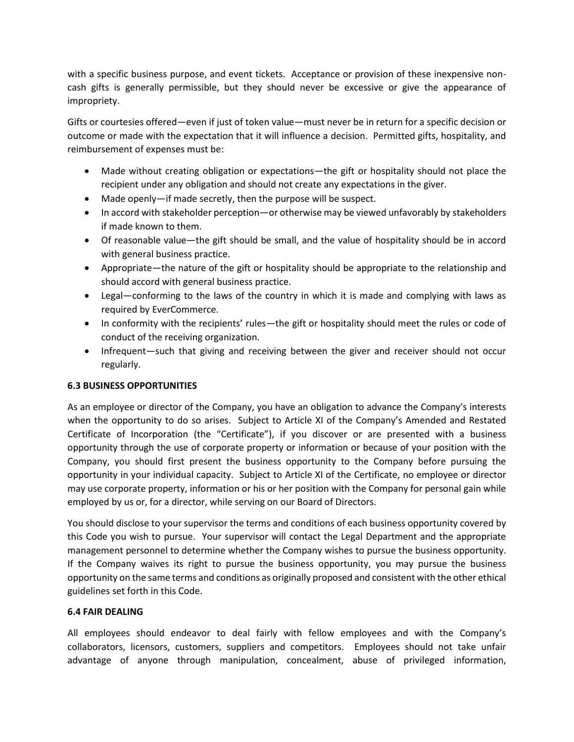with a specific business purpose, and event tickets. Acceptance or provision of these inexpensive non-cash gifts is generally permissible, but they should never be excessive or give the appearance of impropriety.

Gifts or courtesies offered—even if just of token value—must never be in return for a specific decision or outcome or made with the expectation that it will influence a decision. Permitted gifts, hospitality, and reimbursement of expenses must be:

- Made without creating obligation or expectations—the gift or hospitality should not place the recipient under any obligation and should not create any expectations in the giver.
- Made openly—if made secretly, then the purpose will be suspect.
- In accord with stakeholder perception—or otherwise may be viewed unfavorably by stakeholders if made known to them.
- Of reasonable value—the gift should be small, and the value of hospitality should be in accord with general business practice.
- Appropriate—the nature of the gift or hospitality should be appropriate to the relationship and should accord with general business practice.
- Legal—conforming to the laws of the country in which it is made and complying with laws as required by EverCommerce.
- In conformity with the recipients' rules—the gift or hospitality should meet the rules or code of conduct of the receiving organization.
- Infrequent—such that giving and receiving between the giver and receiver should not occur regularly.

**6.3 BUSINESS OPPORTUNITIES**

As an employee or director of the Company, you have an obligation to advance the Company's interests when the opportunity to do so arises. Subject to Article XI of the Company's Amended and Restated Certificate of Incorporation (the "Certificate"), if you discover or are presented with a business opportunity through the use of corporate property or information or because of your position with the Company, you should first present the business opportunity to the Company before pursuing the opportunity in your individual capacity. Subject to Article XI of the Certificate, no employee or director may use corporate property, information or his or her position with the Company for personal gain while employed by us or, for a director, while serving on our Board of Directors.

You should disclose to your supervisor the terms and conditions of each business opportunity covered by this Code you wish to pursue. Your supervisor will contact the Legal Department and the appropriate management personnel to determine whether the Company wishes to pursue the business opportunity. If the Company waives its right to pursue the business opportunity, you may pursue the business opportunity on the same terms and conditions as originally proposed and consistent with the other ethical guidelines set forth in this Code.

**6.4 FAIR DEALING**

All employees should endeavor to deal fairly with fellow employees and with the Company's collaborators, licensors, customers, suppliers and competitors. Employees should not take unfair advantage of anyone through manipulation, concealment, abuse of privileged information,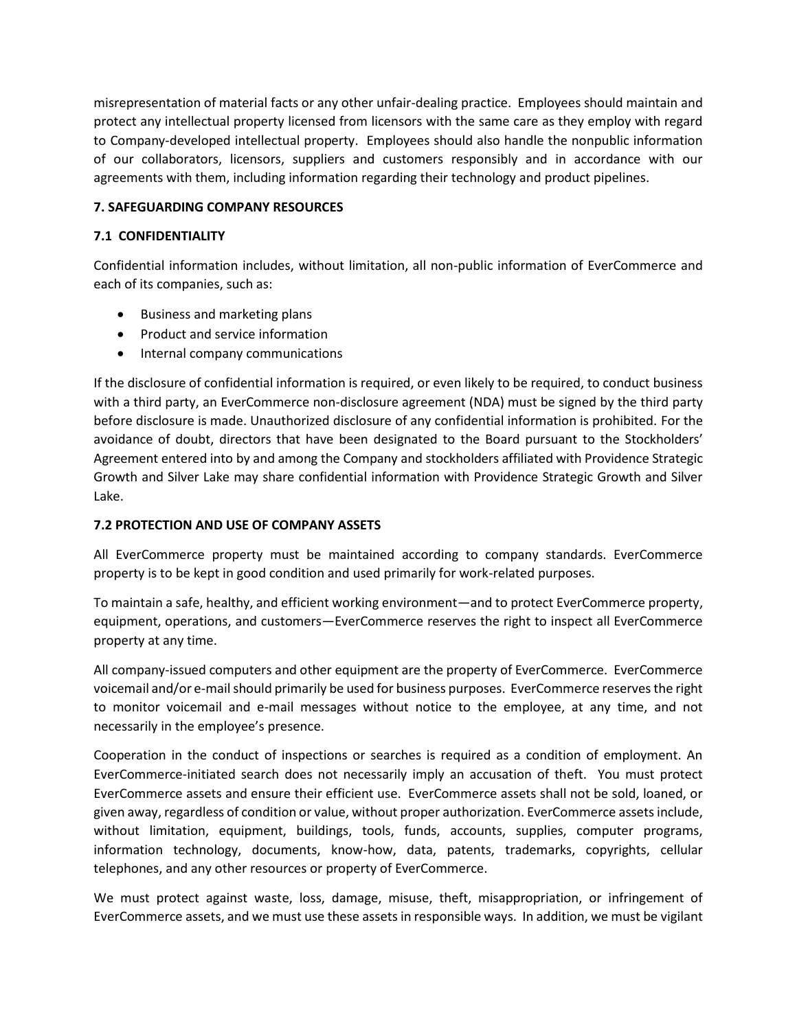misrepresentation of material facts or any other unfair-dealing practice. Employees should maintain and protect any intellectual property licensed from licensors with the same care as they employ with regard to Company-developed intellectual property. Employees should also handle the nonpublic information of our collaborators, licensors, suppliers and customers responsibly and in accordance with our agreements with them, including information regarding their technology and product pipelines.

## 7. SAFEGUARDING COMPANY RESOURCES

### 7.1 CONFIDENTIALITY

Confidential information includes, without limitation, all non-public information of EverCommerce and each of its companies, such as:

- Business and marketing plans
- Product and service information
- Internal company communications

If the disclosure of confidential information is required, or even likely to be required, to conduct business with a third party, an EverCommerce non-disclosure agreement (NDA) must be signed by the third party before disclosure is made. Unauthorized disclosure of any confidential information is prohibited. For the avoidance of doubt, directors that have been designated to the Board pursuant to the Stockholders' Agreement entered into by and among the Company and stockholders affiliated with Providence Strategic Growth and Silver Lake may share confidential information with Providence Strategic Growth and Silver Lake.

### 7.2 PROTECTION AND USE OF COMPANY ASSETS

All EverCommerce property must be maintained according to company standards. EverCommerce property is to be kept in good condition and used primarily for work-related purposes.

To maintain a safe, healthy, and efficient working environment—and to protect EverCommerce property, equipment, operations, and customers—EverCommerce reserves the right to inspect all EverCommerce property at any time.

All company-issued computers and other equipment are the property of EverCommerce. EverCommerce voicemail and/or e-mail should primarily be used for business purposes. EverCommerce reserves the right to monitor voicemail and e-mail messages without notice to the employee, at any time, and not necessarily in the employee's presence.

Cooperation in the conduct of inspections or searches is required as a condition of employment. An EverCommerce-initiated search does not necessarily imply an accusation of theft. You must protect EverCommerce assets and ensure their efficient use. EverCommerce assets shall not be sold, loaned, or given away, regardless of condition or value, without proper authorization. EverCommerce assets include, without limitation, equipment, buildings, tools, funds, accounts, supplies, computer programs, information technology, documents, know-how, data, patents, trademarks, copyrights, cellular telephones, and any other resources or property of EverCommerce.

We must protect against waste, loss, damage, misuse, theft, misappropriation, or infringement of EverCommerce assets, and we must use these assets in responsible ways. In addition, we must be vigilant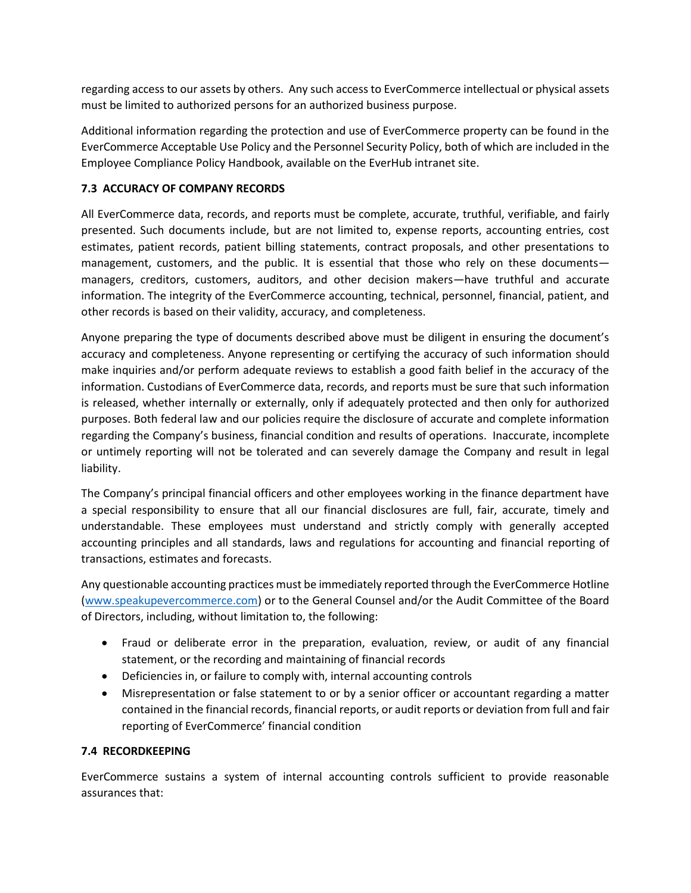regarding access to our assets by others. Any such access to EverCommerce intellectual or physical assets must be limited to authorized persons for an authorized business purpose.

Additional information regarding the protection and use of EverCommerce property can be found in the EverCommerce Acceptable Use Policy and the Personnel Security Policy, both of which are included in the Employee Compliance Policy Handbook, available on the EverHub intranet site.

### 7.3 ACCURACY OF COMPANY RECORDS

All EverCommerce data, records, and reports must be complete, accurate, truthful, verifiable, and fairly presented. Such documents include, but are not limited to, expense reports, accounting entries, cost estimates, patient records, patient billing statements, contract proposals, and other presentations to management, customers, and the public. It is essential that those who rely on these documents—managers, creditors, customers, auditors, and other decision makers—have truthful and accurate information. The integrity of the EverCommerce accounting, technical, personnel, financial, patient, and other records is based on their validity, accuracy, and completeness.

Anyone preparing the type of documents described above must be diligent in ensuring the document's accuracy and completeness. Anyone representing or certifying the accuracy of such information should make inquiries and/or perform adequate reviews to establish a good faith belief in the accuracy of the information. Custodians of EverCommerce data, records, and reports must be sure that such information is released, whether internally or externally, only if adequately protected and then only for authorized purposes. Both federal law and our policies require the disclosure of accurate and complete information regarding the Company's business, financial condition and results of operations. Inaccurate, incomplete or untimely reporting will not be tolerated and can severely damage the Company and result in legal liability.

The Company's principal financial officers and other employees working in the finance department have a special responsibility to ensure that all our financial disclosures are full, fair, accurate, timely and understandable. These employees must understand and strictly comply with generally accepted accounting principles and all standards, laws and regulations for accounting and financial reporting of transactions, estimates and forecasts.

Any questionable accounting practices must be immediately reported through the EverCommerce Hotline ([www.speakupevercommerce.com](http://www.speakupevercommerce.com)) or to the General Counsel and/or the Audit Committee of the Board of Directors, including, without limitation to, the following:

- Fraud or deliberate error in the preparation, evaluation, review, or audit of any financial statement, or the recording and maintaining of financial records
- Deficiencies in, or failure to comply with, internal accounting controls
- Misrepresentation or false statement to or by a senior officer or accountant regarding a matter contained in the financial records, financial reports, or audit reports or deviation from full and fair reporting of EverCommerce' financial condition

### 7.4 RECORDKEEPING

EverCommerce sustains a system of internal accounting controls sufficient to provide reasonable assurances that: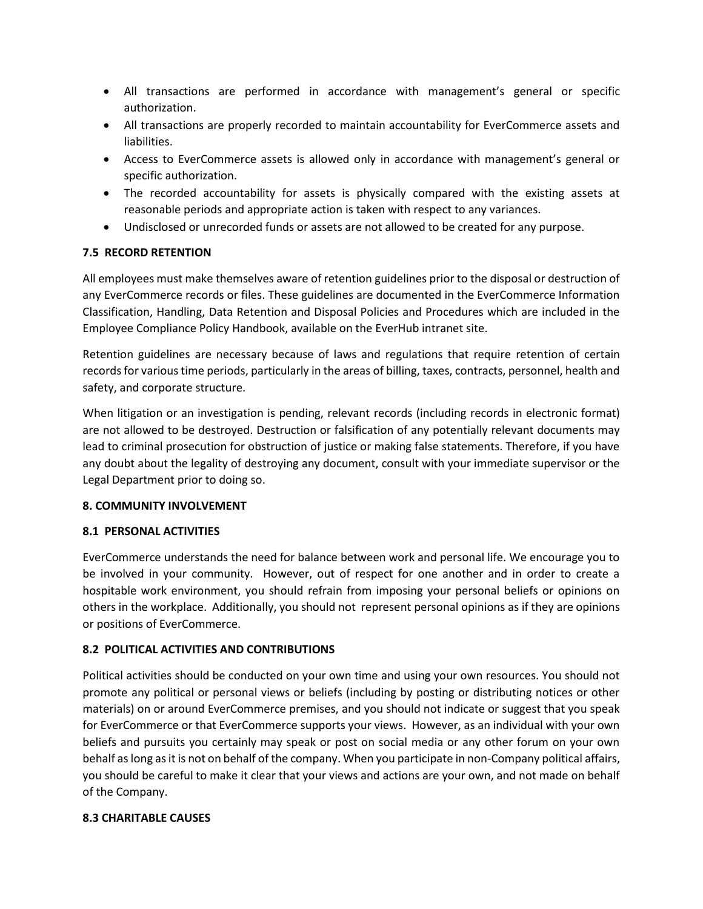- All transactions are performed in accordance with management's general or specific authorization.
- All transactions are properly recorded to maintain accountability for EverCommerce assets and liabilities.
- Access to EverCommerce assets is allowed only in accordance with management's general or specific authorization.
- The recorded accountability for assets is physically compared with the existing assets at reasonable periods and appropriate action is taken with respect to any variances.
- Undisclosed or unrecorded funds or assets are not allowed to be created for any purpose.

### 7.5 RECORD RETENTION

All employees must make themselves aware of retention guidelines prior to the disposal or destruction of any EverCommerce records or files. These guidelines are documented in the EverCommerce Information Classification, Handling, Data Retention and Disposal Policies and Procedures which are included in the Employee Compliance Policy Handbook, available on the EverHub intranet site.

Retention guidelines are necessary because of laws and regulations that require retention of certain records for various time periods, particularly in the areas of billing, taxes, contracts, personnel, health and safety, and corporate structure.

When litigation or an investigation is pending, relevant records (including records in electronic format) are not allowed to be destroyed. Destruction or falsification of any potentially relevant documents may lead to criminal prosecution for obstruction of justice or making false statements. Therefore, if you have any doubt about the legality of destroying any document, consult with your immediate supervisor or the Legal Department prior to doing so.

## 8. COMMUNITY INVOLVEMENT

### 8.1 PERSONAL ACTIVITIES

EverCommerce understands the need for balance between work and personal life. We encourage you to be involved in your community. However, out of respect for one another and in order to create a hospitable work environment, you should refrain from imposing your personal beliefs or opinions on others in the workplace. Additionally, you should not represent personal opinions as if they are opinions or positions of EverCommerce.

### 8.2 POLITICAL ACTIVITIES AND CONTRIBUTIONS

Political activities should be conducted on your own time and using your own resources. You should not promote any political or personal views or beliefs (including by posting or distributing notices or other materials) on or around EverCommerce premises, and you should not indicate or suggest that you speak for EverCommerce or that EverCommerce supports your views. However, as an individual with your own beliefs and pursuits you certainly may speak or post on social media or any other forum on your own behalf as long as it is not on behalf of the company. When you participate in non-Company political affairs, you should be careful to make it clear that your views and actions are your own, and not made on behalf of the Company.

### 8.3 CHARITABLE CAUSES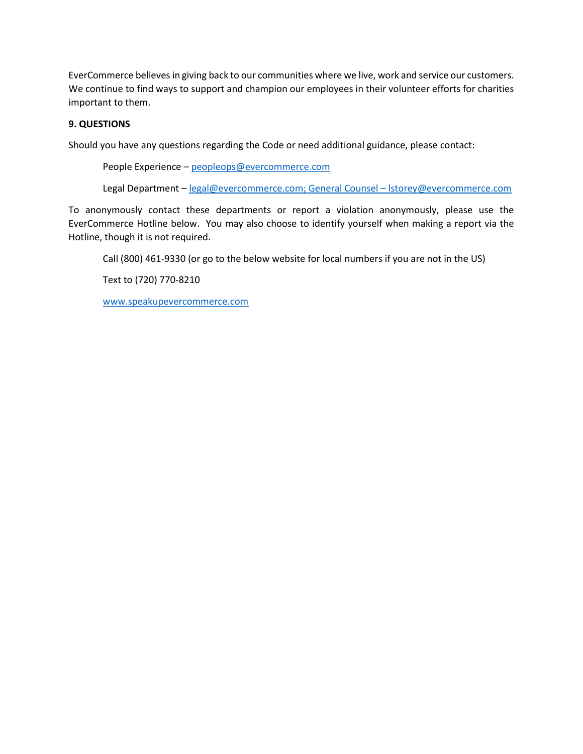EverCommerce believes in giving back to our communities where we live, work and service our customers. We continue to find ways to support and champion our employees in their volunteer efforts for charities important to them.

**9. QUESTIONS**

Should you have any questions regarding the Code or need additional guidance, please contact:

People Experience – peopleops@evercommerce.com

Legal Department – legal@evercommerce.com; General Counsel – lstorey@evercommerce.com

To anonymously contact these departments or report a violation anonymously, please use the EverCommerce Hotline below. You may also choose to identify yourself when making a report via the Hotline, though it is not required.

Call (800) 461-9330 (or go to the below website for local numbers if you are not in the US)

Text to (720) 770-8210

www.speakupevercommerce.com